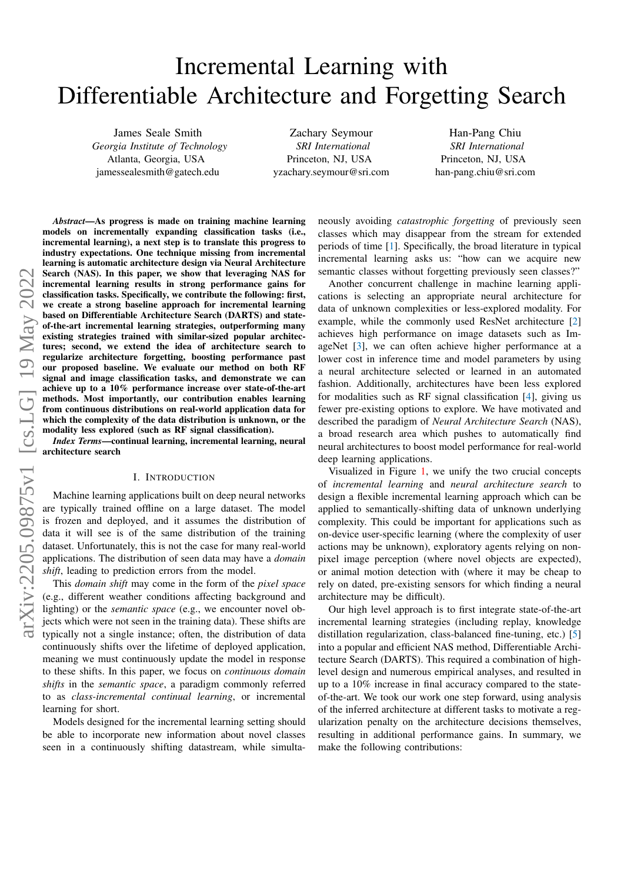# Incremental Learning with Differentiable Architecture and Forgetting Search

James Seale Smith
*Georgia Institute of Technology*
Atlanta, Georgia, USA
jamessealesmith@gatech.edu

Zachary Seymour
*SRI International*
Princeton, NJ, USA
yzachary.seymour@sri.com

Han-Pang Chiu
*SRI International*
Princeton, NJ, USA
han-pang.chiu@sri.com

***Abstract*—As progress is made on training machine learning models on incrementally expanding classification tasks (i.e., incremental learning), a next step is to translate this progress to industry expectations. One technique missing from incremental learning is automatic architecture design via Neural Architecture Search (NAS). In this paper, we show that leveraging NAS for incremental learning results in strong performance gains for classification tasks. Specifically, we contribute the following: first, we create a strong baseline approach for incremental learning based on Differentiable Architecture Search (DARTS) and state-of-the-art incremental learning strategies, outperforming many existing strategies trained with similar-sized popular architectures; second, we extend the idea of architecture search to regularize architecture forgetting, boosting performance past our proposed baseline. We evaluate our method on both RF signal and image classification tasks, and demonstrate we can achieve up to a 10% performance increase over state-of-the-art methods. Most importantly, our contribution enables learning from continuous distributions on real-world application data for which the complexity of the data distribution is unknown, or the modality less explored (such as RF signal classification).**

***Index Terms*—continual learning, incremental learning, neural architecture search**

## I. Introduction

Machine learning applications built on deep neural networks are typically trained offline on a large dataset. The model is frozen and deployed, and it assumes the distribution of data it will see is of the same distribution of the training dataset. Unfortunately, this is not the case for many real-world applications. The distribution of seen data may have a *domain shift*, leading to prediction errors from the model.

This *domain shift* may come in the form of the *pixel space* (e.g., different weather conditions affecting background and lighting) or the *semantic space* (e.g., we encounter novel objects which were not seen in the training data). These shifts are typically not a single instance; often, the distribution of data continuously shifts over the lifetime of deployed application, meaning we must continuously update the model in response to these shifts. In this paper, we focus on *continuous domain shifts* in the *semantic space*, a paradigm commonly referred to as *class-incremental continual learning*, or incremental learning for short.

Models designed for the incremental learning setting should be able to incorporate new information about novel classes seen in a continuously shifting datastream, while simultaneously avoiding *catastrophic forgetting* of previously seen classes which may disappear from the stream for extended periods of time [1]. Specifically, the broad literature in typical incremental learning asks us: "how can we acquire new semantic classes without forgetting previously seen classes?"

Another concurrent challenge in machine learning applications is selecting an appropriate neural architecture for data of unknown complexities or less-explored modality. For example, while the commonly used ResNet architecture [2] achieves high performance on image datasets such as ImageNet [3], we can often achieve higher performance at a lower cost in inference time and model parameters by using a neural architecture selected or learned in an automated fashion. Additionally, architectures have been less explored for modalities such as RF signal classification [4], giving us fewer pre-existing options to explore. We have motivated and described the paradigm of *Neural Architecture Search* (NAS), a broad research area which pushes to automatically find neural architectures to boost model performance for real-world deep learning applications.

Visualized in Figure 1, we unify the two crucial concepts of *incremental learning* and *neural architecture search* to design a flexible incremental learning approach which can be applied to semantically-shifting data of unknown underlying complexity. This could be important for applications such as on-device user-specific learning (where the complexity of user actions may be unknown), exploratory agents relying on non-pixel image perception (where novel objects are expected), or animal motion detection with (where it may be cheap to rely on dated, pre-existing sensors for which finding a neural architecture may be difficult).

Our high level approach is to first integrate state-of-the-art incremental learning strategies (including replay, knowledge distillation regularization, class-balanced fine-tuning, etc.) [5] into a popular and efficient NAS method, Differentiable Architecture Search (DARTS). This required a combination of high-level design and numerous empirical analyses, and resulted in up to a 10% increase in final accuracy compared to the state-of-the-art. We took our work one step forward, using analysis of the inferred architecture at different tasks to motivate a regularization penalty on the architecture decisions themselves, resulting in additional performance gains. In summary, we make the following contributions: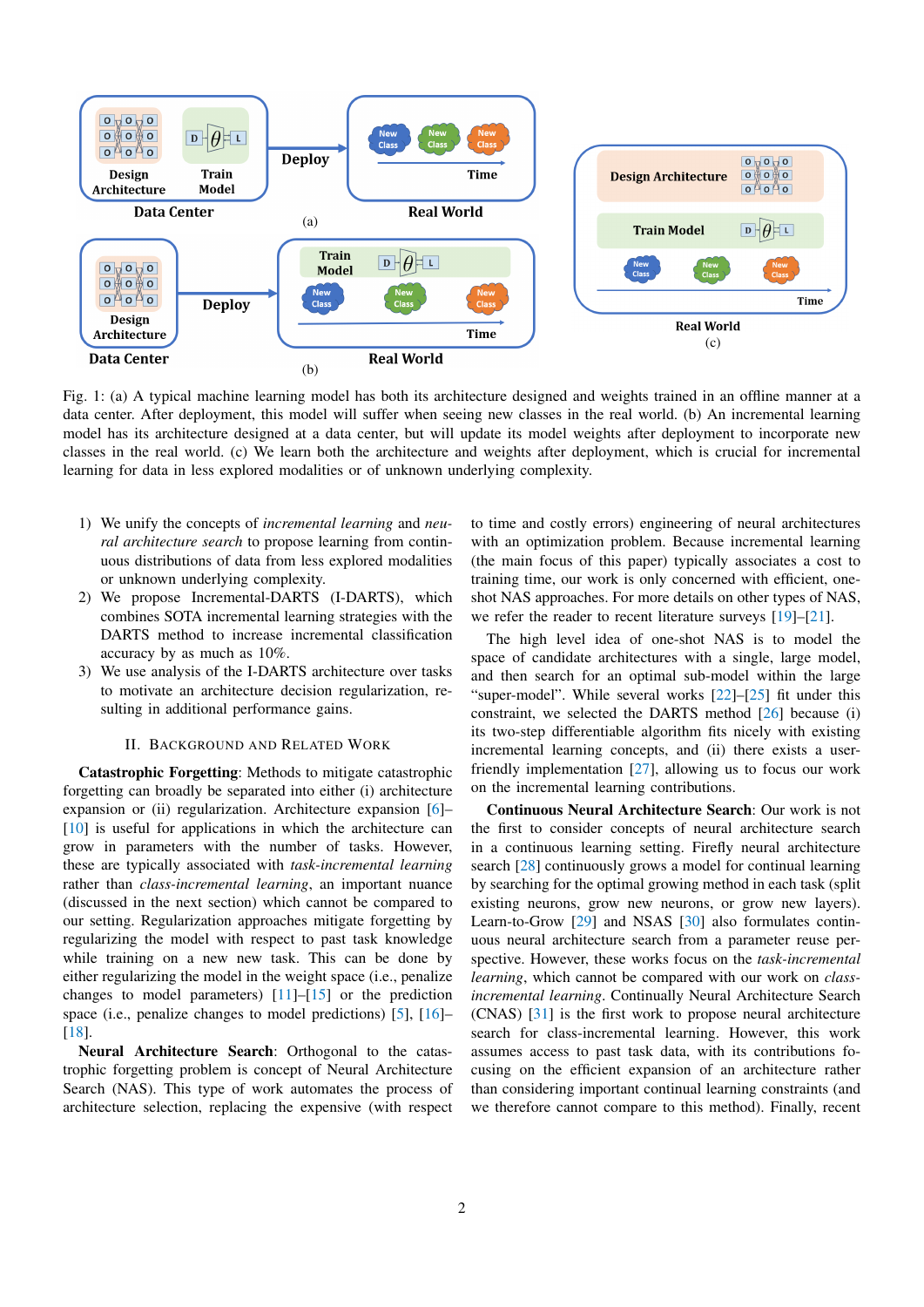Data Center

Design Architecture

Train Model

Deploy

New Class

New Class

New Class

Time

Real World

(a)

Data Center

Design Architecture

Deploy

Train Model

New Class

New Class

New Class

Time

Real World

(b)

Design Architecture

Train Model

New Class

New Class

New Class

Time

Real World

(c)

Fig. 1: (a) A typical machine learning model has both its architecture designed and weights trained in an offline manner at a data center. After deployment, this model will suffer when seeing new classes in the real world. (b) An incremental learning model has its architecture designed at a data center, but will update its model weights after deployment to incorporate new classes in the real world. (c) We learn both the architecture and weights after deployment, which is crucial for incremental learning for data in less explored modalities or of unknown underlying complexity.

1) We unify the concepts of *incremental learning* and *neural architecture search* to propose learning from continuous distributions of data from less explored modalities or unknown underlying complexity.
2) We propose Incremental-DARTS (I-DARTS), which combines SOTA incremental learning strategies with the DARTS method to increase incremental classification accuracy by as much as 10%.
3) We use analysis of the I-DARTS architecture over tasks to motivate an architecture decision regularization, resulting in additional performance gains.

## II. Background and Related Work

**Catastrophic Forgetting**: Methods to mitigate catastrophic forgetting can broadly be separated into either (i) architecture expansion or (ii) regularization. Architecture expansion [6]–[10] is useful for applications in which the architecture can grow in parameters with the number of tasks. However, these are typically associated with *task-incremental learning* rather than *class-incremental learning*, an important nuance (discussed in the next section) which cannot be compared to our setting. Regularization approaches mitigate forgetting by regularizing the model with respect to past task knowledge while training on a new task. This can be done by either regularizing the model in the weight space (i.e., penalize changes to model parameters) [11]–[15] or the prediction space (i.e., penalize changes to model predictions) [5], [16]–[18].

**Neural Architecture Search**: Orthogonal to the catastrophic forgetting problem is concept of Neural Architecture Search (NAS). This type of work automates the process of architecture selection, replacing the expensive (with respect to time and costly errors) engineering of neural architectures with an optimization problem. Because incremental learning (the main focus of this paper) typically associates a cost to training time, our work is only concerned with efficient, one-shot NAS approaches. For more details on other types of NAS, we refer the reader to recent literature surveys [19]–[21].

The high level idea of one-shot NAS is to model the space of candidate architectures with a single, large model, and then search for an optimal sub-model within the large "super-model". While several works [22]–[25] fit under this constraint, we selected the DARTS method [26] because (i) its two-step differentiable algorithm fits nicely with existing incremental learning concepts, and (ii) there exists a user-friendly implementation [27], allowing us to focus our work on the incremental learning contributions.

**Continuous Neural Architecture Search**: Our work is not the first to consider concepts of neural architecture search in a continuous learning setting. Firefly neural architecture search [28] continuously grows a model for continual learning by searching for the optimal growing method in each task (split existing neurons, grow new neurons, or grow new layers). Learn-to-Grow [29] and NSAS [30] also formulates continuous neural architecture search from a parameter reuse perspective. However, these works focus on the *task-incremental learning*, which cannot be compared with our work on *class-incremental learning*. Continually Neural Architecture Search (CNAS) [31] is the first work to propose neural architecture search for class-incremental learning. However, this work assumes access to past task data, with its contributions focusing on the efficient expansion of an architecture rather than considering important continual learning constraints (and we therefore cannot compare to this method). Finally, recent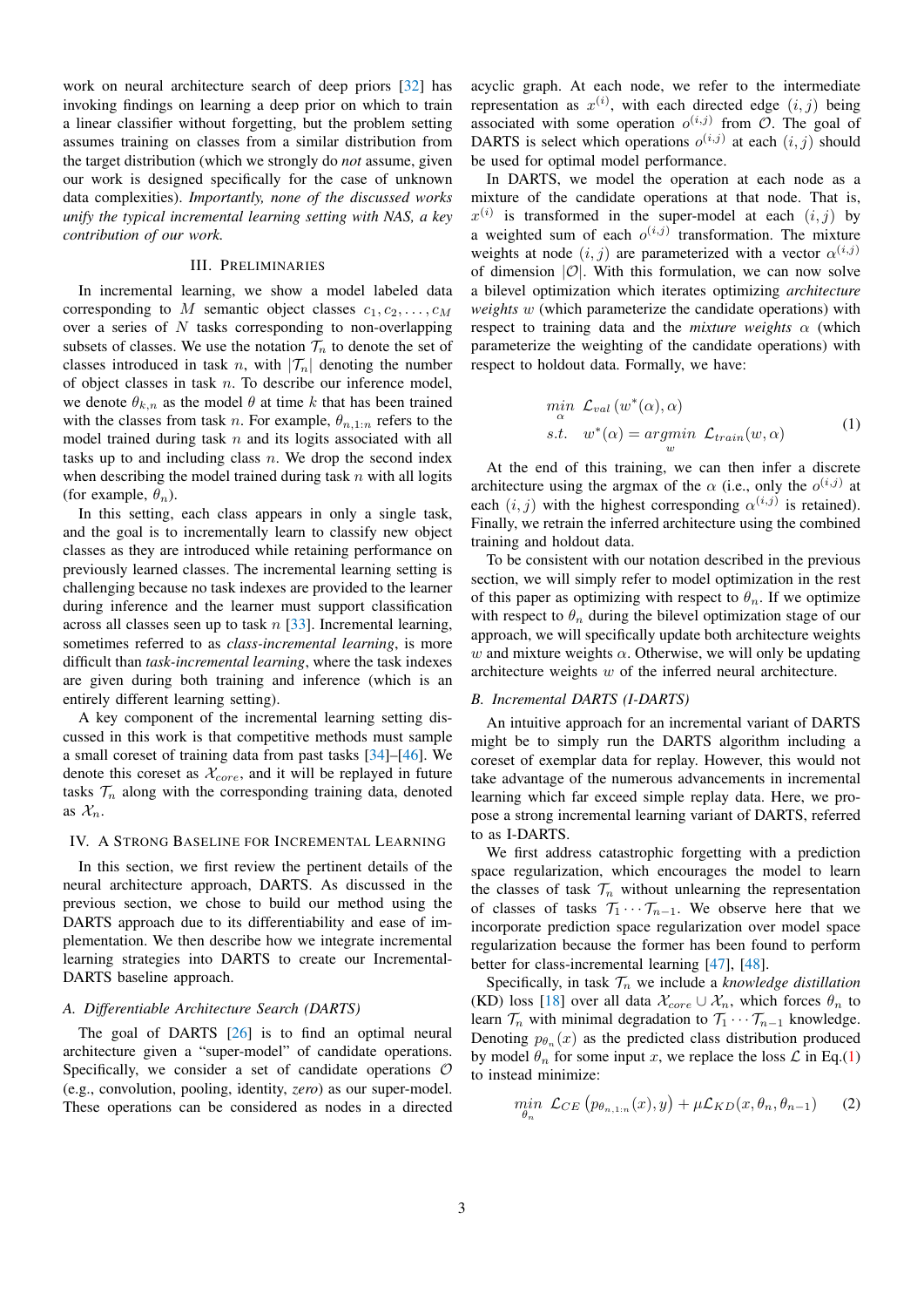work on neural architecture search of deep priors [32] has invoking findings on learning a deep prior on which to train a linear classifier without forgetting, but the problem setting assumes training on classes from a similar distribution from the target distribution (which we strongly do *not* assume, given our work is designed specifically for the case of unknown data complexities). *Importantly, none of the discussed works unify the typical incremental learning setting with NAS, a key contribution of our work.*

## III. Preliminaries

In incremental learning, we show a model labeled data corresponding to $M$ semantic object classes $c_1, c_2, \dots, c_M$ over a series of $N$ tasks corresponding to non-overlapping subsets of classes. We use the notation $\mathcal{T}_n$ to denote the set of classes introduced in task $n$, with $|\mathcal{T}_n|$ denoting the number of object classes in task $n$. To describe our inference model, we denote $\theta_{k,n}$ as the model $\theta$ at time $k$ that has been trained with the classes from task $n$. For example, $\theta_{n,1:n}$ refers to the model trained during task $n$ and its logits associated with all tasks up to and including class $n$. We drop the second index when describing the model trained during task $n$ with all logits (for example, $\theta_n$).

In this setting, each class appears in only a single task, and the goal is to incrementally learn to classify new object classes as they are introduced while retaining performance on previously learned classes. The incremental learning setting is challenging because no task indexes are provided to the learner during inference and the learner must support classification across all classes seen up to task $n$ [33]. Incremental learning, sometimes referred to as *class-incremental learning*, is more difficult than *task-incremental learning*, where the task indexes are given during both training and inference (which is an entirely different learning setting).

A key component of the incremental learning setting discussed in this work is that competitive methods must sample a small coreset of training data from past tasks [34]–[46]. We denote this coreset as $\mathcal{X}_{core}$, and it will be replayed in future tasks $\mathcal{T}_n$ along with the corresponding training data, denoted as $\mathcal{X}_n$.

## IV. A Strong Baseline for Incremental Learning

In this section, we first review the pertinent details of the neural architecture approach, DARTS. As discussed in the previous section, we chose to build our method using the DARTS approach due to its differentiability and ease of implementation. We then describe how we integrate incremental learning strategies into DARTS to create our Incremental-DARTS baseline approach.

### A. Differentiable Architecture Search (DARTS)

The goal of DARTS [26] is to find an optimal neural architecture given a "super-model" of candidate operations. Specifically, we consider a set of candidate operations $\mathcal{O}$ (e.g., convolution, pooling, identity, *zero*) as our super-model. These operations can be considered as nodes in a directed acyclic graph. At each node, we refer to the intermediate representation as $x^{(i)}$, with each directed edge $(i, j)$ being associated with some operation $o^{(i,j)}$ from $\mathcal{O}$. The goal of DARTS is select which operations $o^{(i,j)}$ at each $(i, j)$ should be used for optimal model performance.

In DARTS, we model the operation at each node as a mixture of the candidate operations at that node. That is, $x^{(i)}$ is transformed in the super-model at each $(i, j)$ by a weighted sum of each $o^{(i,j)}$ transformation. The mixture weights at node $(i, j)$ are parameterized with a vector $\alpha^{(i,j)}$ of dimension $|\mathcal{O}|$. With this formulation, we can now solve a bilevel optimization which iterates optimizing *architecture weights* $w$ (which parameterize the candidate operations) with respect to training data and the *mixture weights* $\alpha$ (which parameterize the weighting of the candidate operations) with respect to holdout data. Formally, we have:

$$\begin{aligned} \min_{\alpha} \ & \mathcal{L}_{val}\left(w^*(\alpha), \alpha\right) \\ s.t. \ & w^*(\alpha) = \underset{w}{argmin} \ \mathcal{L}_{train}(w, \alpha) \end{aligned} \tag{1}$$

At the end of this training, we can then infer a discrete architecture using the argmax of the $\alpha$ (i.e., only the $o^{(i,j)}$ at each $(i, j)$ with the highest corresponding $\alpha^{(i,j)}$ is retained). Finally, we retrain the inferred architecture using the combined training and holdout data.

To be consistent with our notation described in the previous section, we will simply refer to model optimization in the rest of this paper as optimizing with respect to $\theta_n$. If we optimize with respect to $\theta_n$ during the bilevel optimization stage of our approach, we will specifically update both architecture weights $w$ and mixture weights $\alpha$. Otherwise, we will only be updating architecture weights $w$ of the inferred neural architecture.

### B. Incremental DARTS (I-DARTS)

An intuitive approach for an incremental variant of DARTS might be to simply run the DARTS algorithm including a coreset of exemplar data for replay. However, this would not take advantage of the numerous advancements in incremental learning which far exceed simple replay data. Here, we propose a strong incremental learning variant of DARTS, referred to as I-DARTS.

We first address catastrophic forgetting with a prediction space regularization, which encourages the model to learn the classes of task $\mathcal{T}_n$ without unlearning the representation of classes of tasks $\mathcal{T}_1 \cdots \mathcal{T}_{n-1}$. We observe here that we incorporate prediction space regularization over model space regularization because the former has been found to perform better for class-incremental learning [47], [48].

Specifically, in task $\mathcal{T}_n$ we include a *knowledge distillation* (KD) loss [18] over all data $\mathcal{X}_{core} \cup \mathcal{X}_n$, which forces $\theta_n$ to learn $\mathcal{T}_n$ with minimal degradation to $\mathcal{T}_1 \cdots \mathcal{T}_{n-1}$ knowledge. Denoting $p_{\theta_n}(x)$ as the predicted class distribution produced by model $\theta_n$ for some input $x$, we replace the loss $\mathcal{L}$ in Eq.(1) to instead minimize:

$$\min_{\theta_n} \ \mathcal{L}_{CE}\left(p_{\theta_{n,1:n}}(x), y\right) + \mu \mathcal{L}_{KD}(x, \theta_n, \theta_{n-1}) \tag{2}$$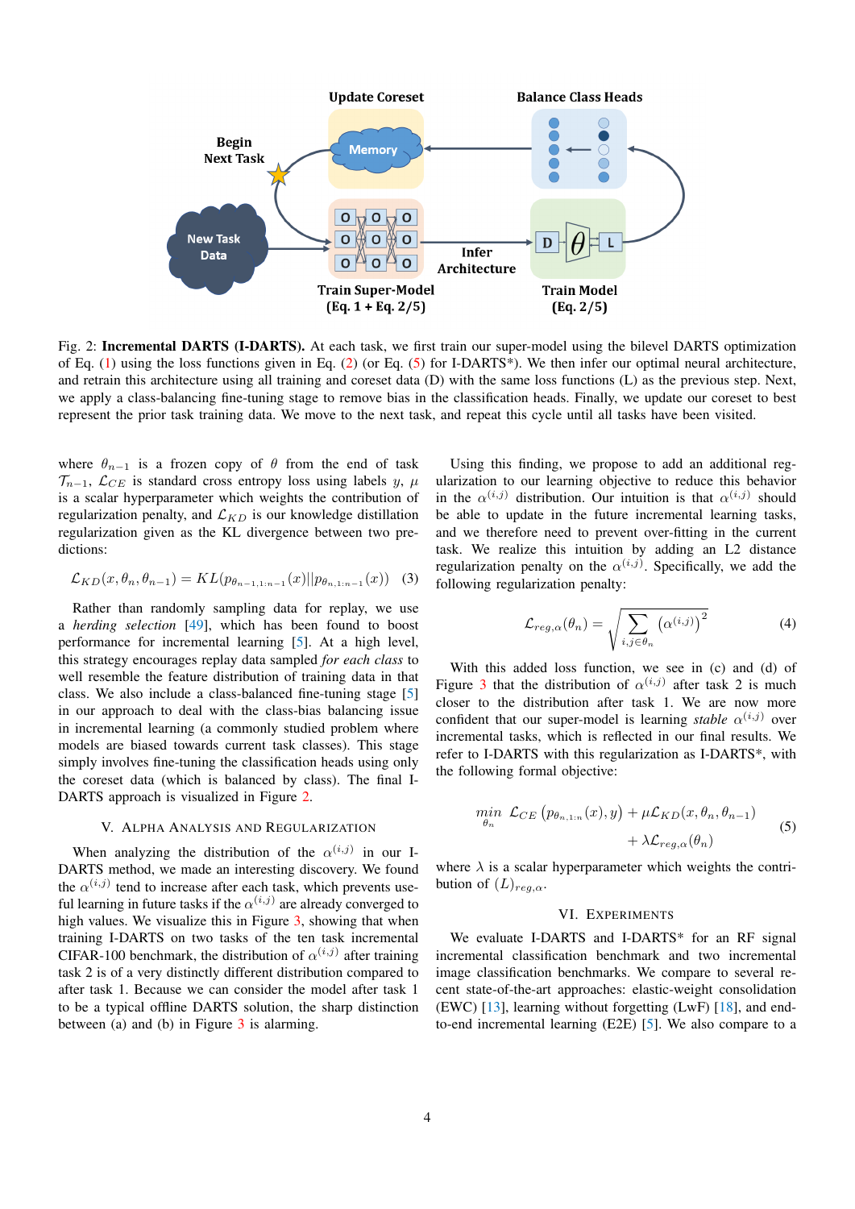Update Coreset

Balance Class Heads

Begin Next Task

Memory

New Task Data

Train Super-Model (Eq. 1 + Eq. 2/5)

Infer Architecture

Train Model (Eq. 2/5)

Fig. 2: **Incremental DARTS (I-DARTS).** At each task, we first train our super-model using the bilevel DARTS optimization of Eq. (1) using the loss functions given in Eq. (2) (or Eq. (5) for I-DARTS*). We then infer our optimal neural architecture, and retrain this architecture using all training and coreset data (D) with the same loss functions (L) as the previous step. Next, we apply a class-balancing fine-tuning stage to remove bias in the classification heads. Finally, we update our coreset to best represent the prior task training data. We move to the next task, and repeat this cycle until all tasks have been visited.

where $\theta_{n-1}$ is a frozen copy of $\theta$ from the end of task $\mathcal{T}_{n-1}$, $\mathcal{L}_{CE}$ is standard cross entropy loss using labels $y$, $\mu$ is a scalar hyperparameter which weights the contribution of regularization penalty, and $\mathcal{L}_{KD}$ is our knowledge distillation regularization given as the KL divergence between two predictions:

$$\mathcal{L}_{KD}(x, \theta_n, \theta_{n-1}) = KL(p_{\theta_{n-1,1:n-1}}(x) || p_{\theta_{n,1:n-1}}(x)) \quad (3)$$

Rather than randomly sampling data for replay, we use a *herding selection* [49], which has been found to boost performance for incremental learning [5]. At a high level, this strategy encourages replay data sampled *for each class* to well resemble the feature distribution of training data in that class. We also include a class-balanced fine-tuning stage [5] in our approach to deal with the class-bias balancing issue in incremental learning (a commonly studied problem where models are biased towards current task classes). This stage simply involves fine-tuning the classification heads using only the coreset data (which is balanced by class). The final I-DARTS approach is visualized in Figure 2.

## V. Alpha Analysis and Regularization

When analyzing the distribution of the $\alpha^{(i,j)}$ in our I-DARTS method, we made an interesting discovery. We found the $\alpha^{(i,j)}$ tend to increase after each task, which prevents useful learning in future tasks if the $\alpha^{(i,j)}$ are already converged to high values. We visualize this in Figure 3, showing that when training I-DARTS on two tasks of the ten task incremental CIFAR-100 benchmark, the distribution of $\alpha^{(i,j)}$ after training task 2 is of a very distinctly different distribution compared to after task 1. Because we can consider the model after task 1 to be a typical offline DARTS solution, the sharp distinction between (a) and (b) in Figure 3 is alarming.

Using this finding, we propose to add an additional regularization to our learning objective to reduce this behavior in the $\alpha^{(i,j)}$ distribution. Our intuition is that $\alpha^{(i,j)}$ should be able to update in the future incremental learning tasks, and we therefore need to prevent over-fitting in the current task. We realize this intuition by adding an L2 distance regularization penalty on the $\alpha^{(i,j)}$. Specifically, we add the following regularization penalty:

$$\mathcal{L}_{reg,\alpha}(\theta_n) = \sqrt{\sum_{i,j \in \theta_n} \left(\alpha^{(i,j)}\right)^2} \quad (4)$$

With this added loss function, we see in (c) and (d) of Figure 3 that the distribution of $\alpha^{(i,j)}$ after task 2 is much closer to the distribution after task 1. We are now more confident that our super-model is learning *stable* $\alpha^{(i,j)}$ over incremental tasks, which is reflected in our final results. We refer to I-DARTS with this regularization as I-DARTS*, with the following formal objective:

$$\begin{aligned} \min_{\theta_n} \; \mathcal{L}_{CE}\left(p_{\theta_{n,1:n}}(x), y\right) + \mu \mathcal{L}_{KD}(x, \theta_n, \theta_{n-1}) \\ + \lambda \mathcal{L}_{reg,\alpha}(\theta_n) \end{aligned} \quad (5)$$

where $\lambda$ is a scalar hyperparameter which weights the contribution of $(L)_{reg,\alpha}$.

## VI. Experiments

We evaluate I-DARTS and I-DARTS* for an RF signal incremental classification benchmark and two incremental image classification benchmarks. We compare to several recent state-of-the-art approaches: elastic-weight consolidation (EWC) [13], learning without forgetting (LwF) [18], and end-to-end incremental learning (E2E) [5]. We also compare to a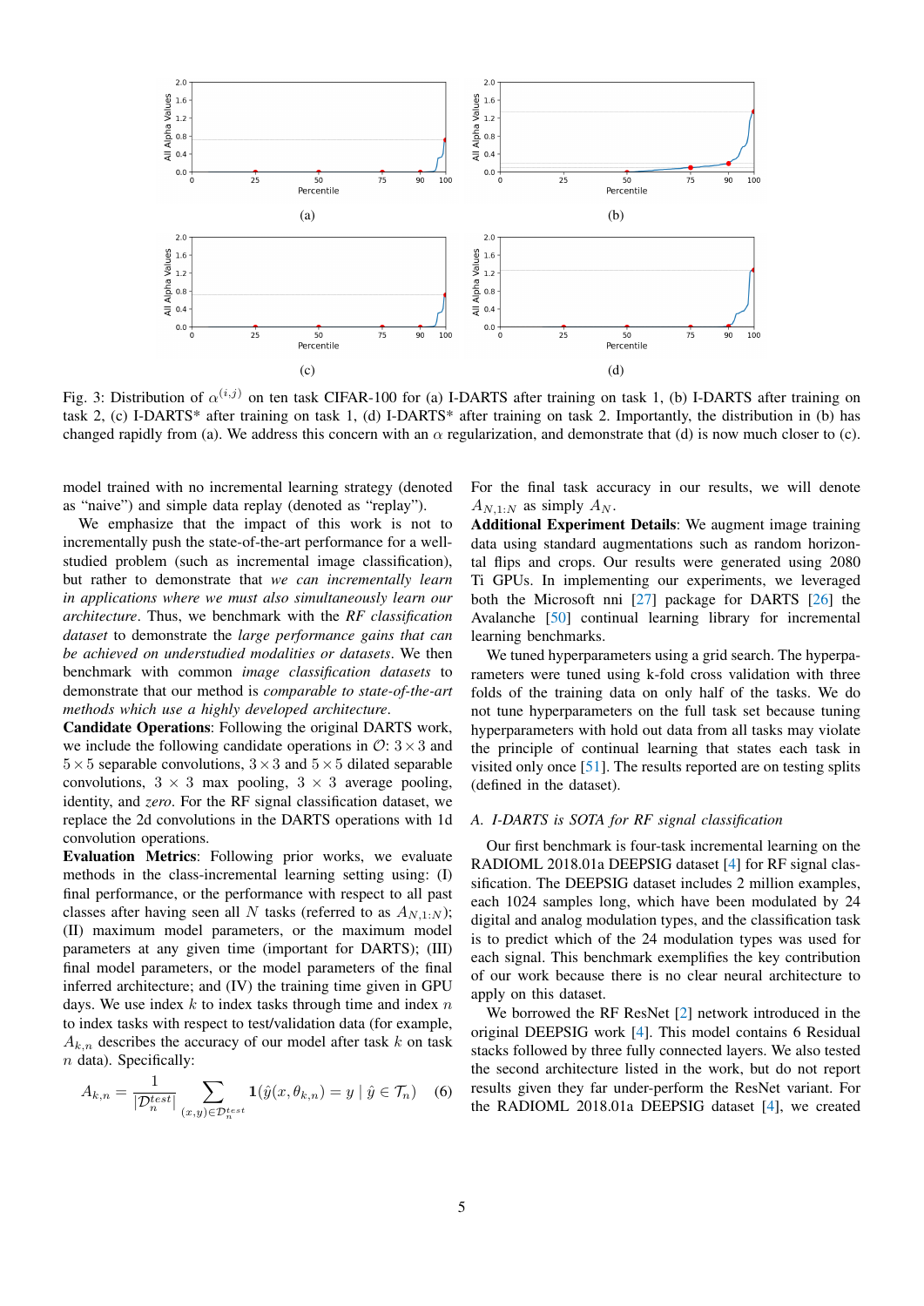Fig. 3: Distribution of $\alpha^{(i,j)}$ on ten task CIFAR-100 for (a) I-DARTS after training on task 1, (b) I-DARTS after training on task 2, (c) I-DARTS* after training on task 1, (d) I-DARTS* after training on task 2. Importantly, the distribution in (b) has changed rapidly from (a). We address this concern with an $\alpha$ regularization, and demonstrate that (d) is now much closer to (c).

model trained with no incremental learning strategy (denoted as "naive") and simple data replay (denoted as "replay").

We emphasize that the impact of this work is not to incrementally push the state-of-the-art performance for a well-studied problem (such as incremental image classification), but rather to demonstrate that *we can incrementally learn in applications where we must also simultaneously learn our architecture*. Thus, we benchmark with the *RF classification dataset* to demonstrate the *large performance gains that can be achieved on understudied modalities or datasets*. We then benchmark with common *image classification datasets* to demonstrate that our method is *comparable to state-of-the-art methods which use a highly developed architecture*.

**Candidate Operations**: Following the original DARTS work, we include the following candidate operations in $\mathcal{O}$: $3 \times 3$ and $5 \times 5$ separable convolutions, $3 \times 3$ and $5 \times 5$ dilated separable convolutions, $3 \times 3$ max pooling, $3 \times 3$ average pooling, identity, and *zero*. For the RF signal classification dataset, we replace the 2d convolutions in the DARTS operations with 1d convolution operations.

**Evaluation Metrics**: Following prior works, we evaluate methods in the class-incremental learning setting using: (I) final performance, or the performance with respect to all past classes after having seen all $N$ tasks (referred to as $A_{N,1:N}$); (II) maximum model parameters, or the maximum model parameters at any given time (important for DARTS); (III) final model parameters, or the model parameters of the final inferred architecture; and (IV) the training time given in GPU days. We use index $k$ to index tasks through time and index $n$ to index tasks with respect to test/validation data (for example, $A_{k,n}$ describes the accuracy of our model after task $k$ on task $n$ data). Specifically:

$$A_{k,n} = \frac{1}{|\mathcal{D}_n^{test}|} \sum_{(x,y) \in \mathcal{D}_n^{test}} \mathbf{1}(\hat{y}(x, \theta_{k,n}) = y \mid \hat{y} \in \mathcal{T}_n) \quad (6)$$

For the final task accuracy in our results, we will denote $A_{N,1:N}$ as simply $A_N$.

**Additional Experiment Details**: We augment image training data using standard augmentations such as random horizontal flips and crops. Our results were generated using 2080 Ti GPUs. In implementing our experiments, we leveraged both the Microsoft nni [27] package for DARTS [26] the Avalanche [50] continual learning library for incremental learning benchmarks.

We tuned hyperparameters using a grid search. The hyperparameters were tuned using k-fold cross validation with three folds of the training data on only half of the tasks. We do not tune hyperparameters on the full task set because tuning hyperparameters with hold out data from all tasks may violate the principle of continual learning that states each task in visited only once [51]. The results reported are on testing splits (defined in the dataset).

### A. I-DARTS is SOTA for RF signal classification

Our first benchmark is four-task incremental learning on the RADIOML 2018.01a DEEPSIG dataset [4] for RF signal classification. The DEEPSIG dataset includes 2 million examples, each 1024 samples long, which have been modulated by 24 digital and analog modulation types, and the classification task is to predict which of the 24 modulation types was used for each signal. This benchmark exemplifies the key contribution of our work because there is no clear neural architecture to apply on this dataset.

We borrowed the RF ResNet [2] network introduced in the original DEEPSIG work [4]. This model contains 6 Residual stacks followed by three fully connected layers. We also tested the second architecture listed in the work, but do not report results given they far under-perform the ResNet variant. For the RADIOML 2018.01a DEEPSIG dataset [4], we created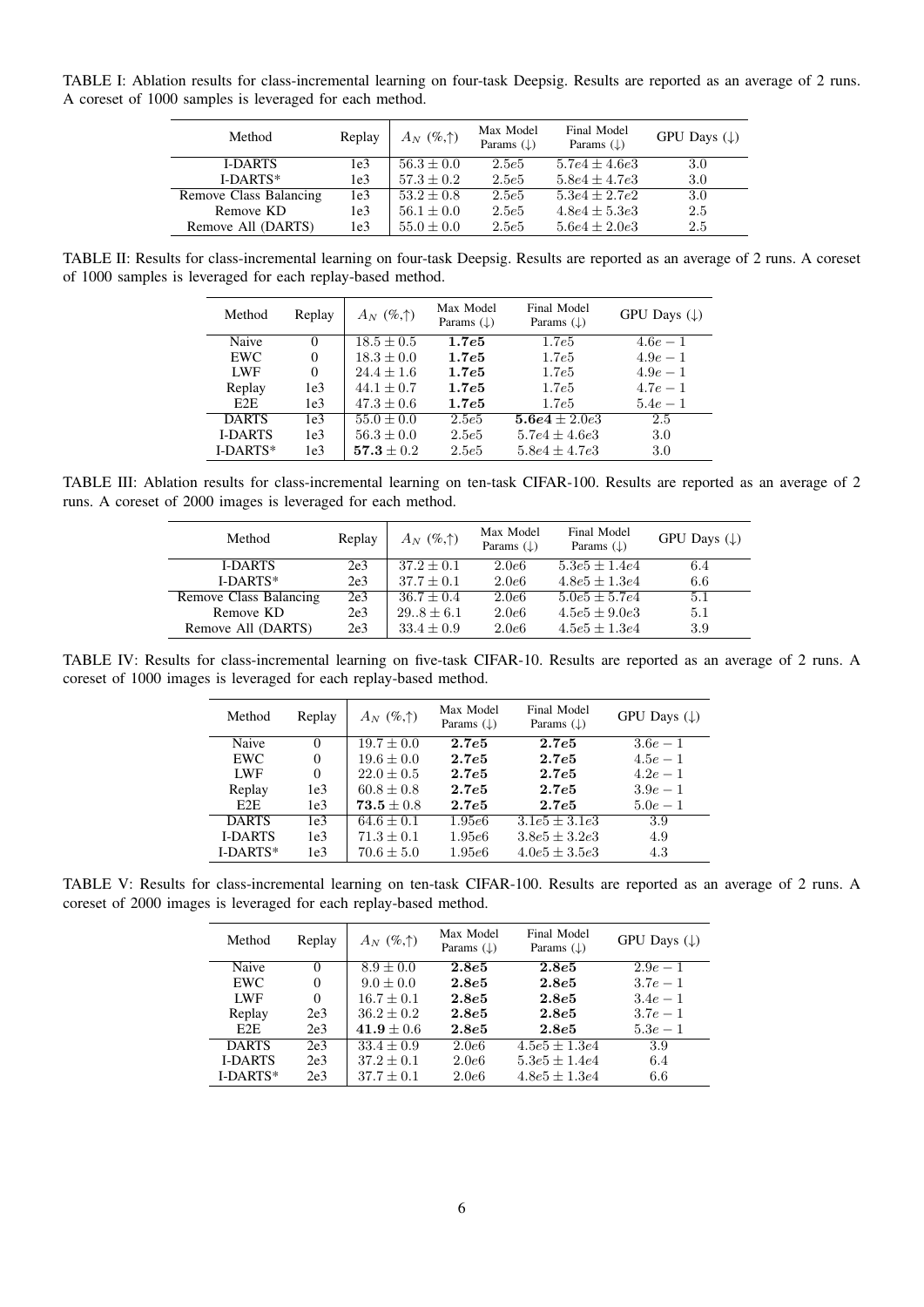TABLE I: Ablation results for class-incremental learning on four-task Deepsig. Results are reported as an average of 2 runs. A coreset of 1000 samples is leveraged for each method.

| Method | Replay | $A_N$ (%,↑) | Max Model Params (↓) | Final Model Params (↓) | GPU Days (↓) |
|---|---|---|---|---|---|
| I-DARTS | 1e3 | $56.3 \pm 0.0$ | $2.5e5$ | $5.7e4 \pm 4.6e3$ | $3.0$ |
| I-DARTS* | 1e3 | $57.3 \pm 0.2$ | $2.5e5$ | $5.8e4 \pm 4.7e3$ | $3.0$ |
| Remove Class Balancing | 1e3 | $53.2 \pm 0.8$ | $2.5e5$ | $5.3e4 \pm 2.7e2$ | $3.0$ |
| Remove KD | 1e3 | $56.1 \pm 0.0$ | $2.5e5$ | $4.8e4 \pm 5.3e3$ | $2.5$ |
| Remove All (DARTS) | 1e3 | $55.0 \pm 0.0$ | $2.5e5$ | $5.6e4 \pm 2.0e3$ | $2.5$ |

TABLE II: Results for class-incremental learning on four-task Deepsig. Results are reported as an average of 2 runs. A coreset of 1000 samples is leveraged for each replay-based method.

| Method | Replay | $A_N$ (%,↑) | Max Model Params (↓) | Final Model Params (↓) | GPU Days (↓) |
|---|---|---|---|---|---|
| Naive | 0 | $18.5 \pm 0.5$ | $\mathbf{1.7e5}$ | $1.7e5$ | $4.6e-1$ |
| EWC | 0 | $18.3 \pm 0.0$ | $\mathbf{1.7e5}$ | $1.7e5$ | $4.9e-1$ |
| LWF | 0 | $24.4 \pm 1.6$ | $\mathbf{1.7e5}$ | $1.7e5$ | $4.9e-1$ |
| Replay | 1e3 | $44.1 \pm 0.7$ | $\mathbf{1.7e5}$ | $1.7e5$ | $4.7e-1$ |
| E2E | 1e3 | $47.3 \pm 0.6$ | $\mathbf{1.7e5}$ | $1.7e5$ | $5.4e-1$ |
| DARTS | 1e3 | $55.0 \pm 0.0$ | $2.5e5$ | $\mathbf{5.6e4} \pm 2.0e3$ | $2.5$ |
| I-DARTS | 1e3 | $56.3 \pm 0.0$ | $2.5e5$ | $5.7e4 \pm 4.6e3$ | $3.0$ |
| I-DARTS* | 1e3 | $\mathbf{57.3} \pm 0.2$ | $2.5e5$ | $5.8e4 \pm 4.7e3$ | $3.0$ |

TABLE III: Ablation results for class-incremental learning on ten-task CIFAR-100. Results are reported as an average of 2 runs. A coreset of 2000 images is leveraged for each method.

| Method | Replay | $A_N$ (%,↑) | Max Model Params (↓) | Final Model Params (↓) | GPU Days (↓) |
|---|---|---|---|---|---|
| I-DARTS | 2e3 | $37.2 \pm 0.1$ | $2.0e6$ | $5.3e5 \pm 1.4e4$ | $6.4$ |
| I-DARTS* | 2e3 | $37.7 \pm 0.1$ | $2.0e6$ | $4.8e5 \pm 1.3e4$ | $6.6$ |
| Remove Class Balancing | 2e3 | $36.7 \pm 0.4$ | $2.0e6$ | $5.0e5 \pm 5.7e4$ | $5.1$ |
| Remove KD | 2e3 | $29..8 \pm 6.1$ | $2.0e6$ | $4.5e5 \pm 9.0e3$ | $5.1$ |
| Remove All (DARTS) | 2e3 | $33.4 \pm 0.9$ | $2.0e6$ | $4.5e5 \pm 1.3e4$ | $3.9$ |

TABLE IV: Results for class-incremental learning on five-task CIFAR-10. Results are reported as an average of 2 runs. A coreset of 1000 images is leveraged for each replay-based method.

| Method | Replay | $A_N$ (%,↑) | Max Model Params (↓) | Final Model Params (↓) | GPU Days (↓) |
|---|---|---|---|---|---|
| Naive | 0 | $19.7 \pm 0.0$ | $\mathbf{2.7e5}$ | $\mathbf{2.7e5}$ | $3.6e-1$ |
| EWC | 0 | $19.6 \pm 0.0$ | $\mathbf{2.7e5}$ | $\mathbf{2.7e5}$ | $4.5e-1$ |
| LWF | 0 | $22.0 \pm 0.5$ | $\mathbf{2.7e5}$ | $\mathbf{2.7e5}$ | $4.2e-1$ |
| Replay | 1e3 | $60.8 \pm 0.8$ | $\mathbf{2.7e5}$ | $\mathbf{2.7e5}$ | $3.9e-1$ |
| E2E | 1e3 | $\mathbf{73.5} \pm 0.8$ | $\mathbf{2.7e5}$ | $\mathbf{2.7e5}$ | $5.0e-1$ |
| DARTS | 1e3 | $64.6 \pm 0.1$ | $1.95e6$ | $3.1e5 \pm 3.1e3$ | $3.9$ |
| I-DARTS | 1e3 | $71.3 \pm 0.1$ | $1.95e6$ | $3.8e5 \pm 3.2e3$ | $4.9$ |
| I-DARTS* | 1e3 | $70.6 \pm 5.0$ | $1.95e6$ | $4.0e5 \pm 3.5e3$ | $4.3$ |

TABLE V: Results for class-incremental learning on ten-task CIFAR-100. Results are reported as an average of 2 runs. A coreset of 2000 images is leveraged for each replay-based method.

| Method | Replay | $A_N$ (%,↑) | Max Model Params (↓) | Final Model Params (↓) | GPU Days (↓) |
|---|---|---|---|---|---|
| Naive | 0 | $8.9 \pm 0.0$ | $\mathbf{2.8e5}$ | $\mathbf{2.8e5}$ | $2.9e-1$ |
| EWC | 0 | $9.0 \pm 0.0$ | $\mathbf{2.8e5}$ | $\mathbf{2.8e5}$ | $3.7e-1$ |
| LWF | 0 | $16.7 \pm 0.1$ | $\mathbf{2.8e5}$ | $\mathbf{2.8e5}$ | $3.4e-1$ |
| Replay | 2e3 | $36.2 \pm 0.2$ | $\mathbf{2.8e5}$ | $\mathbf{2.8e5}$ | $3.7e-1$ |
| E2E | 2e3 | $\mathbf{41.9} \pm 0.6$ | $\mathbf{2.8e5}$ | $\mathbf{2.8e5}$ | $5.3e-1$ |
| DARTS | 2e3 | $33.4 \pm 0.9$ | $2.0e6$ | $4.5e5 \pm 1.3e4$ | $3.9$ |
| I-DARTS | 2e3 | $37.2 \pm 0.1$ | $2.0e6$ | $5.3e5 \pm 1.4e4$ | $6.4$ |
| I-DARTS* | 2e3 | $37.7 \pm 0.1$ | $2.0e6$ | $4.8e5 \pm 1.3e4$ | $6.6$ |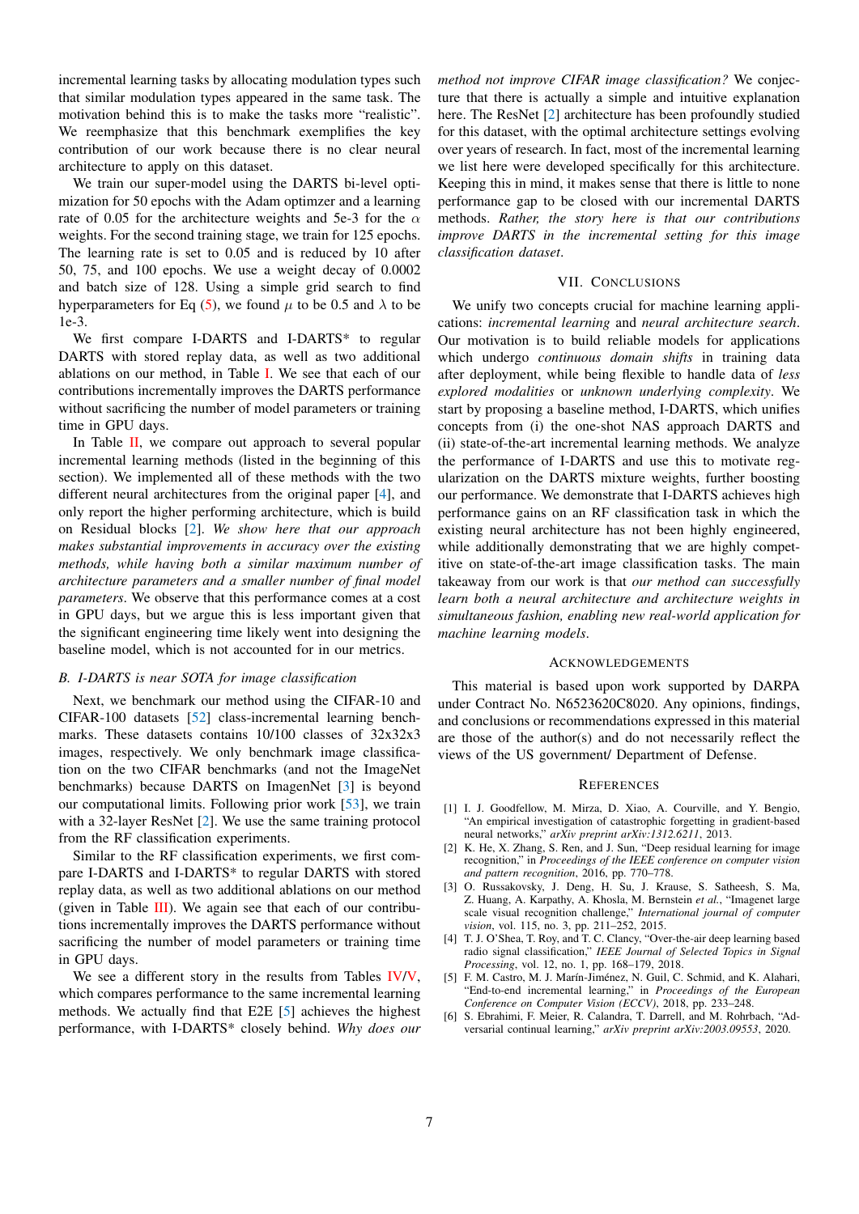incremental learning tasks by allocating modulation types such that similar modulation types appeared in the same task. The motivation behind this is to make the tasks more "realistic". We reemphasize that this benchmark exemplifies the key contribution of our work because there is no clear neural architecture to apply on this dataset.

We train our super-model using the DARTS bi-level optimization for 50 epochs with the Adam optimzer and a learning rate of 0.05 for the architecture weights and 5e-3 for the $\alpha$ weights. For the second training stage, we train for 125 epochs. The learning rate is set to 0.05 and is reduced by 10 after 50, 75, and 100 epochs. We use a weight decay of 0.0002 and batch size of 128. Using a simple grid search to find hyperparameters for Eq (5), we found $\mu$ to be 0.5 and $\lambda$ to be 1e-3.

We first compare I-DARTS and I-DARTS* to regular DARTS with stored replay data, as well as two additional ablations on our method, in Table I. We see that each of our contributions incrementally improves the DARTS performance without sacrificing the number of model parameters or training time in GPU days.

In Table II, we compare out approach to several popular incremental learning methods (listed in the beginning of this section). We implemented all of these methods with the two different neural architectures from the original paper [4], and only report the higher performing architecture, which is build on Residual blocks [2]. *We show here that our approach makes substantial improvements in accuracy over the existing methods, while having both a similar maximum number of architecture parameters and a smaller number of final model parameters*. We observe that this performance comes at a cost in GPU days, but we argue this is less important given that the significant engineering time likely went into designing the baseline model, which is not accounted for in our metrics.

### *B. I-DARTS is near SOTA for image classification*

Next, we benchmark our method using the CIFAR-10 and CIFAR-100 datasets [52] class-incremental learning benchmarks. These datasets contains 10/100 classes of 32x32x3 images, respectively. We only benchmark image classification on the two CIFAR benchmarks (and not the ImageNet benchmarks) because DARTS on ImagenNet [3] is beyond our computational limits. Following prior work [53], we train with a 32-layer ResNet [2]. We use the same training protocol from the RF classification experiments.

Similar to the RF classification experiments, we first compare I-DARTS and I-DARTS* to regular DARTS with stored replay data, as well as two additional ablations on our method (given in Table III). We again see that each of our contributions incrementally improves the DARTS performance without sacrificing the number of model parameters or training time in GPU days.

We see a different story in the results from Tables IV/V, which compares performance to the same incremental learning methods. We actually find that E2E [5] achieves the highest performance, with I-DARTS* closely behind. *Why does our method not improve CIFAR image classification?* We conjecture that there is actually a simple and intuitive explanation here. The ResNet [2] architecture has been profoundly studied for this dataset, with the optimal architecture settings evolving over years of research. In fact, most of the incremental learning we list here were developed specifically for this architecture. Keeping this in mind, it makes sense that there is little to none performance gap to be closed with our incremental DARTS methods. *Rather, the story here is that our contributions improve DARTS in the incremental setting for this image classification dataset*.

## VII. Conclusions

We unify two concepts crucial for machine learning applications: *incremental learning* and *neural architecture search*. Our motivation is to build reliable models for applications which undergo *continuous domain shifts* in training data after deployment, while being flexible to handle data of *less explored modalities* or *unknown underlying complexity*. We start by proposing a baseline method, I-DARTS, which unifies concepts from (i) the one-shot NAS approach DARTS and (ii) state-of-the-art incremental learning methods. We analyze the performance of I-DARTS and use this to motivate regularization on the DARTS mixture weights, further boosting our performance. We demonstrate that I-DARTS achieves high performance gains on an RF classification task in which the existing neural architecture has not been highly engineered, while additionally demonstrating that we are highly competitive on state-of-the-art image classification tasks. The main takeaway from our work is that *our method can successfully learn both a neural architecture and architecture weights in simultaneous fashion, enabling new real-world application for machine learning models*.

## Acknowledgements

This material is based upon work supported by DARPA under Contract No. N6523620C8020. Any opinions, findings, and conclusions or recommendations expressed in this material are those of the author(s) and do not necessarily reflect the views of the US government/ Department of Defense.

## References

[1] I. J. Goodfellow, M. Mirza, D. Xiao, A. Courville, and Y. Bengio, "An empirical investigation of catastrophic forgetting in gradient-based neural networks," *arXiv preprint arXiv:1312.6211*, 2013.

[2] K. He, X. Zhang, S. Ren, and J. Sun, "Deep residual learning for image recognition," in *Proceedings of the IEEE conference on computer vision and pattern recognition*, 2016, pp. 770–778.

[3] O. Russakovsky, J. Deng, H. Su, J. Krause, S. Satheesh, S. Ma, Z. Huang, A. Karpathy, A. Khosla, M. Bernstein *et al.*, "Imagenet large scale visual recognition challenge," *International journal of computer vision*, vol. 115, no. 3, pp. 211–252, 2015.

[4] T. J. O'Shea, T. Roy, and T. C. Clancy, "Over-the-air deep learning based radio signal classification," *IEEE Journal of Selected Topics in Signal Processing*, vol. 12, no. 1, pp. 168–179, 2018.

[5] F. M. Castro, M. J. Marín-Jiménez, N. Guil, C. Schmid, and K. Alahari, "End-to-end incremental learning," in *Proceedings of the European Conference on Computer Vision (ECCV)*, 2018, pp. 233–248.

[6] S. Ebrahimi, F. Meier, R. Calandra, T. Darrell, and M. Rohrbach, "Adversarial continual learning," *arXiv preprint arXiv:2003.09553*, 2020.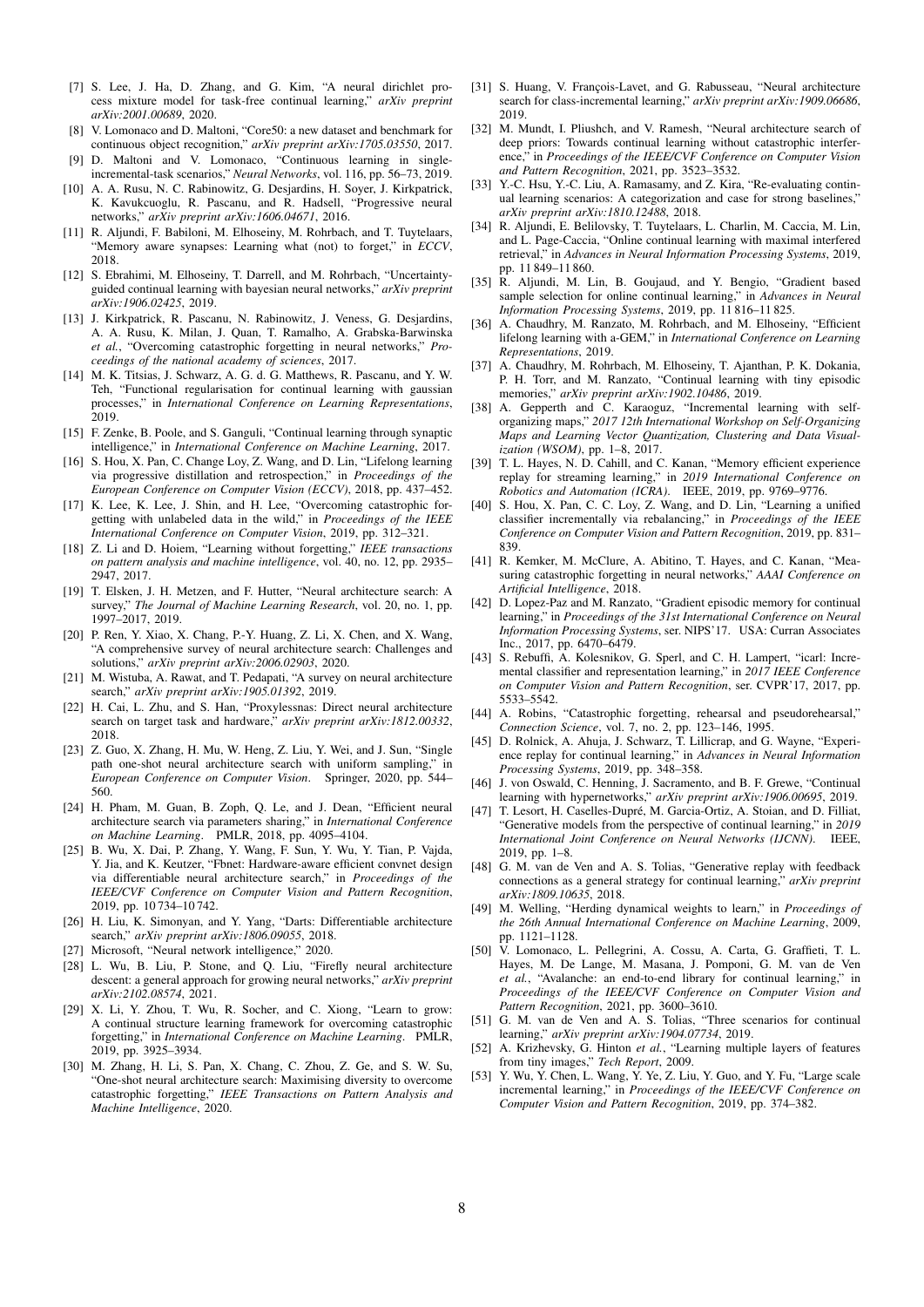[7] S. Lee, J. Ha, D. Zhang, and G. Kim, "A neural dirichlet process mixture model for task-free continual learning," *arXiv preprint arXiv:2001.00689*, 2020.

[8] V. Lomonaco and D. Maltoni, "Core50: a new dataset and benchmark for continuous object recognition," *arXiv preprint arXiv:1705.03550*, 2017.

[9] D. Maltoni and V. Lomonaco, "Continuous learning in single-incremental-task scenarios," *Neural Networks*, vol. 116, pp. 56–73, 2019.

[10] A. A. Rusu, N. C. Rabinowitz, G. Desjardins, H. Soyer, J. Kirkpatrick, K. Kavukcuoglu, R. Pascanu, and R. Hadsell, "Progressive neural networks," *arXiv preprint arXiv:1606.04671*, 2016.

[11] R. Aljundi, F. Babiloni, M. Elhoseiny, M. Rohrbach, and T. Tuytelaars, "Memory aware synapses: Learning what (not) to forget," in *ECCV*, 2018.

[12] S. Ebrahimi, M. Elhoseiny, T. Darrell, and M. Rohrbach, "Uncertainty-guided continual learning with bayesian neural networks," *arXiv preprint arXiv:1906.02425*, 2019.

[13] J. Kirkpatrick, R. Pascanu, N. Rabinowitz, J. Veness, G. Desjardins, A. A. Rusu, K. Milan, J. Quan, T. Ramalho, A. Grabska-Barwinska *et al.*, "Overcoming catastrophic forgetting in neural networks," *Proceedings of the national academy of sciences*, 2017.

[14] M. K. Titsias, J. Schwarz, A. G. d. G. Matthews, R. Pascanu, and Y. W. Teh, "Functional regularisation for continual learning with gaussian processes," in *International Conference on Learning Representations*, 2019.

[15] F. Zenke, B. Poole, and S. Ganguli, "Continual learning through synaptic intelligence," in *International Conference on Machine Learning*, 2017.

[16] S. Hou, X. Pan, C. Change Loy, Z. Wang, and D. Lin, "Lifelong learning via progressive distillation and retrospection," in *Proceedings of the European Conference on Computer Vision (ECCV)*, 2018, pp. 437–452.

[17] K. Lee, K. Lee, J. Shin, and H. Lee, "Overcoming catastrophic forgetting with unlabeled data in the wild," in *Proceedings of the IEEE International Conference on Computer Vision*, 2019, pp. 312–321.

[18] Z. Li and D. Hoiem, "Learning without forgetting," *IEEE transactions on pattern analysis and machine intelligence*, vol. 40, no. 12, pp. 2935–2947, 2017.

[19] T. Elsken, J. H. Metzen, and F. Hutter, "Neural architecture search: A survey," *The Journal of Machine Learning Research*, vol. 20, no. 1, pp. 1997–2017, 2019.

[20] P. Ren, Y. Xiao, X. Chang, P.-Y. Huang, Z. Li, X. Chen, and X. Wang, "A comprehensive survey of neural architecture search: Challenges and solutions," *arXiv preprint arXiv:2006.02903*, 2020.

[21] M. Wistuba, A. Rawat, and T. Pedapati, "A survey on neural architecture search," *arXiv preprint arXiv:1905.01392*, 2019.

[22] H. Cai, L. Zhu, and S. Han, "Proxylessnas: Direct neural architecture search on target task and hardware," *arXiv preprint arXiv:1812.00332*, 2018.

[23] Z. Guo, X. Zhang, H. Mu, W. Heng, Z. Liu, Y. Wei, and J. Sun, "Single path one-shot neural architecture search with uniform sampling," in *European Conference on Computer Vision*. Springer, 2020, pp. 544–560.

[24] H. Pham, M. Guan, B. Zoph, Q. Le, and J. Dean, "Efficient neural architecture search via parameters sharing," in *International Conference on Machine Learning*. PMLR, 2018, pp. 4095–4104.

[25] B. Wu, X. Dai, P. Zhang, Y. Wang, F. Sun, Y. Wu, Y. Tian, P. Vajda, Y. Jia, and K. Keutzer, "Fbnet: Hardware-aware efficient convnet design via differentiable neural architecture search," in *Proceedings of the IEEE/CVF Conference on Computer Vision and Pattern Recognition*, 2019, pp. 10 734–10 742.

[26] H. Liu, K. Simonyan, and Y. Yang, "Darts: Differentiable architecture search," *arXiv preprint arXiv:1806.09055*, 2018.

[27] Microsoft, "Neural network intelligence," 2020.

[28] L. Wu, B. Liu, P. Stone, and Q. Liu, "Firefly neural architecture descent: a general approach for growing neural networks," *arXiv preprint arXiv:2102.08574*, 2021.

[29] X. Li, Y. Zhou, T. Wu, R. Socher, and C. Xiong, "Learn to grow: A continual structure learning framework for overcoming catastrophic forgetting," in *International Conference on Machine Learning*. PMLR, 2019, pp. 3925–3934.

[30] M. Zhang, H. Li, S. Pan, X. Chang, C. Zhou, Z. Ge, and S. W. Su, "One-shot neural architecture search: Maximising diversity to overcome catastrophic forgetting," *IEEE Transactions on Pattern Analysis and Machine Intelligence*, 2020.

[31] S. Huang, V. François-Lavet, and G. Rabusseau, "Neural architecture search for class-incremental learning," *arXiv preprint arXiv:1909.06686*, 2019.

[32] M. Mundt, I. Pliushch, and V. Ramesh, "Neural architecture search of deep priors: Towards continual learning without catastrophic interference," in *Proceedings of the IEEE/CVF Conference on Computer Vision and Pattern Recognition*, 2021, pp. 3523–3532.

[33] Y.-C. Hsu, Y.-C. Liu, A. Ramasamy, and Z. Kira, "Re-evaluating continual learning scenarios: A categorization and case for strong baselines," *arXiv preprint arXiv:1810.12488*, 2018.

[34] R. Aljundi, E. Belilovsky, T. Tuytelaars, L. Charlin, M. Caccia, M. Lin, and L. Page-Caccia, "Online continual learning with maximal interfered retrieval," in *Advances in Neural Information Processing Systems*, 2019, pp. 11 849–11 860.

[35] R. Aljundi, M. Lin, B. Goujaud, and Y. Bengio, "Gradient based sample selection for online continual learning," in *Advances in Neural Information Processing Systems*, 2019, pp. 11 816–11 825.

[36] A. Chaudhry, M. Ranzato, M. Rohrbach, and M. Elhoseiny, "Efficient lifelong learning with a-GEM," in *International Conference on Learning Representations*, 2019.

[37] A. Chaudhry, M. Rohrbach, M. Elhoseiny, T. Ajanthan, P. K. Dokania, P. H. Torr, and M. Ranzato, "Continual learning with tiny episodic memories," *arXiv preprint arXiv:1902.10486*, 2019.

[38] A. Gepperth and C. Karaoguz, "Incremental learning with self-organizing maps," *2017 12th International Workshop on Self-Organizing Maps and Learning Vector Quantization, Clustering and Data Visualization (WSOM)*, pp. 1–8, 2017.

[39] T. L. Hayes, N. D. Cahill, and C. Kanan, "Memory efficient experience replay for streaming learning," in *2019 International Conference on Robotics and Automation (ICRA)*. IEEE, 2019, pp. 9769–9776.

[40] S. Hou, X. Pan, C. C. Loy, Z. Wang, and D. Lin, "Learning a unified classifier incrementally via rebalancing," in *Proceedings of the IEEE Conference on Computer Vision and Pattern Recognition*, 2019, pp. 831–839.

[41] R. Kemker, M. McClure, A. Abitino, T. Hayes, and C. Kanan, "Measuring catastrophic forgetting in neural networks," *AAAI Conference on Artificial Intelligence*, 2018.

[42] D. Lopez-Paz and M. Ranzato, "Gradient episodic memory for continual learning," in *Proceedings of the 31st International Conference on Neural Information Processing Systems*, ser. NIPS'17. USA: Curran Associates Inc., 2017, pp. 6470–6479.

[43] S. Rebuffi, A. Kolesnikov, G. Sperl, and C. H. Lampert, "icarl: Incremental classifier and representation learning," in *2017 IEEE Conference on Computer Vision and Pattern Recognition*, ser. CVPR'17, 2017, pp. 5533–5542.

[44] A. Robins, "Catastrophic forgetting, rehearsal and pseudorehearsal," *Connection Science*, vol. 7, no. 2, pp. 123–146, 1995.

[45] D. Rolnick, A. Ahuja, J. Schwarz, T. Lillicrap, and G. Wayne, "Experience replay for continual learning," in *Advances in Neural Information Processing Systems*, 2019, pp. 348–358.

[46] J. von Oswald, C. Henning, J. Sacramento, and B. F. Grewe, "Continual learning with hypernetworks," *arXiv preprint arXiv:1906.00695*, 2019.

[47] T. Lesort, H. Caselles-Dupré, M. Garcia-Ortiz, A. Stoian, and D. Filliat, "Generative models from the perspective of continual learning," in *2019 International Joint Conference on Neural Networks (IJCNN)*. IEEE, 2019, pp. 1–8.

[48] G. M. van de Ven and A. S. Tolias, "Generative replay with feedback connections as a general strategy for continual learning," *arXiv preprint arXiv:1809.10635*, 2018.

[49] M. Welling, "Herding dynamical weights to learn," in *Proceedings of the 26th Annual International Conference on Machine Learning*, 2009, pp. 1121–1128.

[50] V. Lomonaco, L. Pellegrini, A. Cossu, A. Carta, G. Graffieti, T. L. Hayes, M. De Lange, M. Masana, J. Pomponi, G. M. van de Ven *et al.*, "Avalanche: an end-to-end library for continual learning," in *Proceedings of the IEEE/CVF Conference on Computer Vision and Pattern Recognition*, 2021, pp. 3600–3610.

[51] G. M. van de Ven and A. S. Tolias, "Three scenarios for continual learning," *arXiv preprint arXiv:1904.07734*, 2019.

[52] A. Krizhevsky, G. Hinton *et al.*, "Learning multiple layers of features from tiny images," *Tech Report*, 2009.

[53] Y. Wu, Y. Chen, L. Wang, Y. Ye, Z. Liu, Y. Guo, and Y. Fu, "Large scale incremental learning," in *Proceedings of the IEEE/CVF Conference on Computer Vision and Pattern Recognition*, 2019, pp. 374–382.